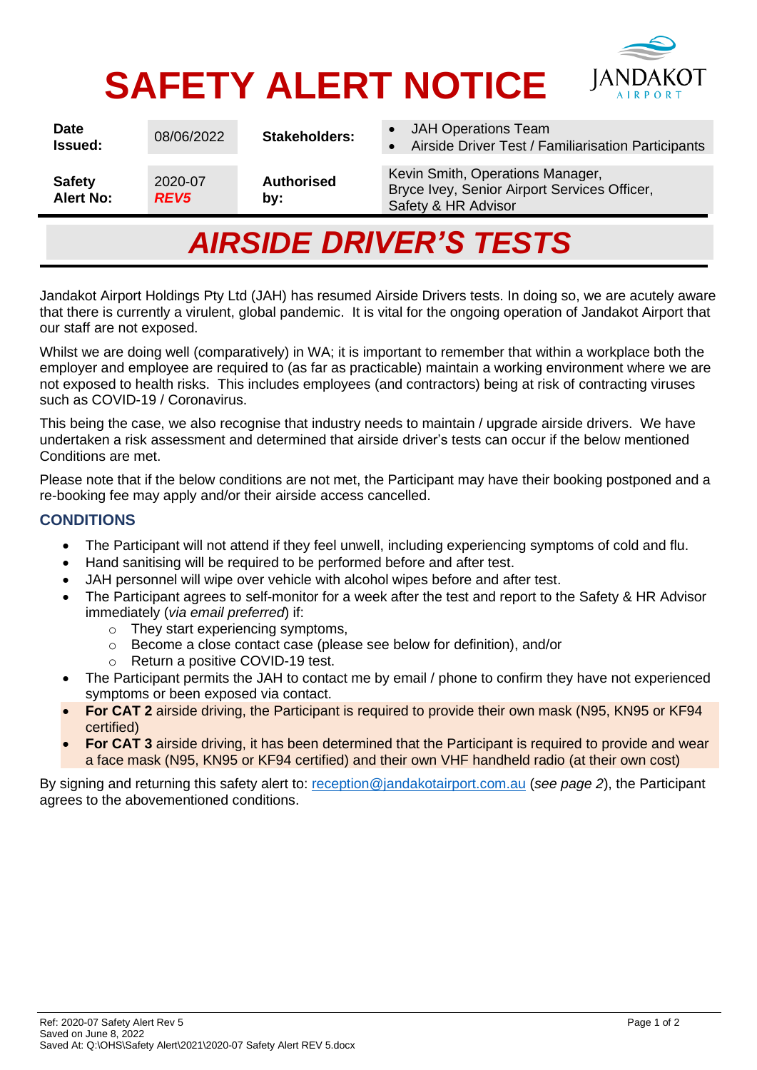# SAFETY ALERT NOTICE

JANDAKOT AIRPORT

| | | | |
|---|---|---|---|
| **Date Issued:** | 08/06/2022 | **Stakeholders:** | • JAH Operations Team<br>• Airside Driver Test / Familiarisation Participants |
| **Safety Alert No:** | 2020-07 ***REV5*** | **Authorised by:** | Kevin Smith, Operations Manager,<br>Bryce Ivey, Senior Airport Services Officer,<br>Safety & HR Advisor |

## *AIRSIDE DRIVER'S TESTS*

Jandakot Airport Holdings Pty Ltd (JAH) has resumed Airside Drivers tests. In doing so, we are acutely aware that there is currently a virulent, global pandemic. It is vital for the ongoing operation of Jandakot Airport that our staff are not exposed.

Whilst we are doing well (comparatively) in WA; it is important to remember that within a workplace both the employer and employee are required to (as far as practicable) maintain a working environment where we are not exposed to health risks. This includes employees (and contractors) being at risk of contracting viruses such as COVID-19 / Coronavirus.

This being the case, we also recognise that industry needs to maintain / upgrade airside drivers. We have undertaken a risk assessment and determined that airside driver's tests can occur if the below mentioned Conditions are met.

Please note that if the below conditions are not met, the Participant may have their booking postponed and a re-booking fee may apply and/or their airside access cancelled.

### CONDITIONS

- The Participant will not attend if they feel unwell, including experiencing symptoms of cold and flu.
- Hand sanitising will be required to be performed before and after test.
- JAH personnel will wipe over vehicle with alcohol wipes before and after test.
- The Participant agrees to self-monitor for a week after the test and report to the Safety & HR Advisor immediately (*via email preferred*) if:
    - They start experiencing symptoms,
    - Become a close contact case (please see below for definition), and/or
    - Return a positive COVID-19 test.
- The Participant permits the JAH to contact me by email / phone to confirm they have not experienced symptoms or been exposed via contact.
- **For CAT 2** airside driving, the Participant is required to provide their own mask (N95, KN95 or KF94 certified)
- **For CAT 3** airside driving, it has been determined that the Participant is required to provide and wear a face mask (N95, KN95 or KF94 certified) and their own VHF handheld radio (at their own cost)

By signing and returning this safety alert to: reception@jandakotairport.com.au (*see page 2*), the Participant agrees to the abovementioned conditions.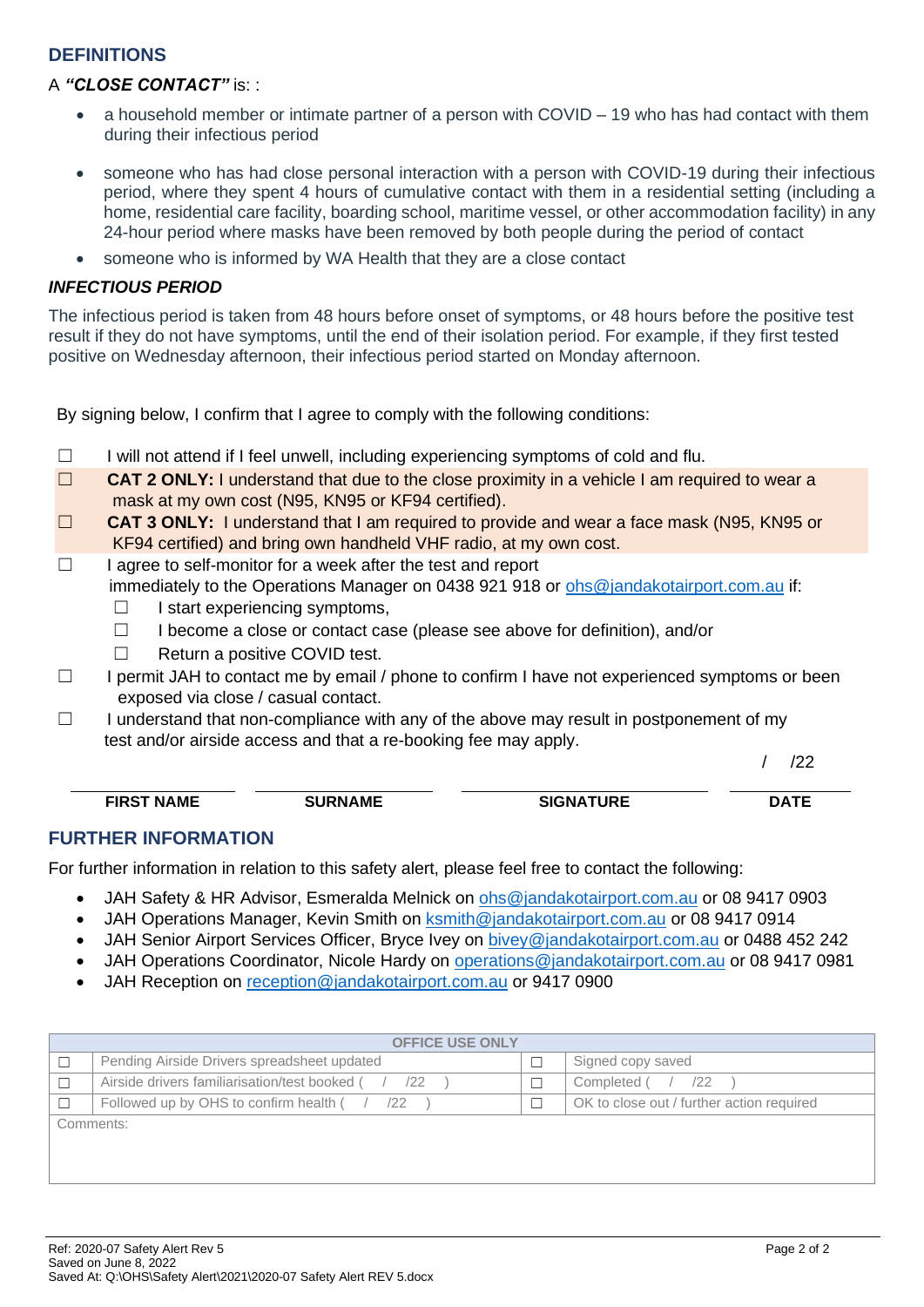## DEFINITIONS

A ***"CLOSE CONTACT"*** is: :

- a household member or intimate partner of a person with COVID – 19 who has had contact with them during their infectious period
- someone who has had close personal interaction with a person with COVID-19 during their infectious period, where they spent 4 hours of cumulative contact with them in a residential setting (including a home, residential care facility, boarding school, maritime vessel, or other accommodation facility) in any 24-hour period where masks have been removed by both people during the period of contact
- someone who is informed by WA Health that they are a close contact

### *INFECTIOUS PERIOD*

The infectious period is taken from 48 hours before onset of symptoms, or 48 hours before the positive test result if they do not have symptoms, until the end of their isolation period. For example, if they first tested positive on Wednesday afternoon, their infectious period started on Monday afternoon.

By signing below, I confirm that I agree to comply with the following conditions:

☐ I will not attend if I feel unwell, including experiencing symptoms of cold and flu.

☐ **CAT 2 ONLY:** I understand that due to the close proximity in a vehicle I am required to wear a mask at my own cost (N95, KN95 or KF94 certified).

☐ **CAT 3 ONLY:** I understand that I am required to provide and wear a face mask (N95, KN95 or KF94 certified) and bring own handheld VHF radio, at my own cost.

☐ I agree to self-monitor for a week after the test and report immediately to the Operations Manager on 0438 921 918 or ohs@jandakotairport.com.au if:

- ☐ I start experiencing symptoms,
- ☐ I become a close or contact case (please see above for definition), and/or
- ☐ Return a positive COVID test.

☐ I permit JAH to contact me by email / phone to confirm I have not experienced symptoms or been exposed via close / casual contact.

☐ I understand that non-compliance with any of the above may result in postponement of my test and/or airside access and that a re-booking fee may apply.

| | | | / /22 |
|---|---|---|---|
| **FIRST NAME** | **SURNAME** | **SIGNATURE** | **DATE** |

## FURTHER INFORMATION

For further information in relation to this safety alert, please feel free to contact the following:

- JAH Safety & HR Advisor, Esmeralda Melnick on ohs@jandakotairport.com.au or 08 9417 0903
- JAH Operations Manager, Kevin Smith on ksmith@jandakotairport.com.au or 08 9417 0914
- JAH Senior Airport Services Officer, Bryce Ivey on bivey@jandakotairport.com.au or 0488 452 242
- JAH Operations Coordinator, Nicole Hardy on operations@jandakotairport.com.au or 08 9417 0981
- JAH Reception on reception@jandakotairport.com.au or 9417 0900

| OFFICE USE ONLY | | | |
|---|---|---|---|
| ☐ | Pending Airside Drivers spreadsheet updated | ☐ | Signed copy saved |
| ☐ | Airside drivers familiarisation/test booked ( / /22 ) | ☐ | Completed ( / /22 ) |
| ☐ | Followed up by OHS to confirm health ( / /22 ) | ☐ | OK to close out / further action required |
| Comments: | | | |

Ref: 2020-07 Safety Alert Rev 5
Saved on June 8, 2022
Saved At: Q:\OHS\Safety Alert\2021\2020-07 Safety Alert REV 5.docx